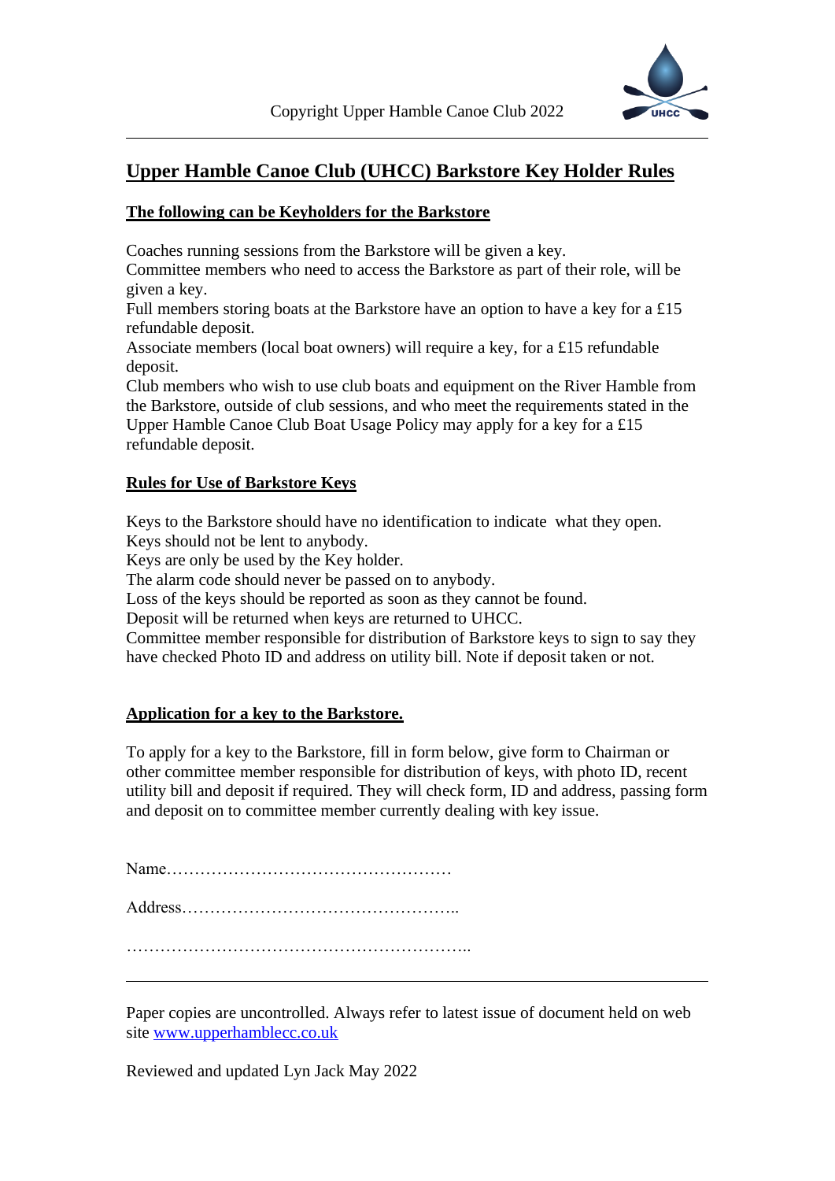# Upper Hamble Canoe Club (UHCC) Barkstore Key Holder Rules

## The following can be Keyholders for the Barkstore

Coaches running sessions from the Barkstore will be given a key.
Committee members who need to access the Barkstore as part of their role, will be given a key.
Full members storing boats at the Barkstore have an option to have a key for a £15 refundable deposit.
Associate members (local boat owners) will require a key, for a £15 refundable deposit.
Club members who wish to use club boats and equipment on the River Hamble from the Barkstore, outside of club sessions, and who meet the requirements stated in the Upper Hamble Canoe Club Boat Usage Policy may apply for a key for a £15 refundable deposit.

## Rules for Use of Barkstore Keys

Keys to the Barkstore should have no identification to indicate what they open.
Keys should not be lent to anybody.
Keys are only be used by the Key holder.
The alarm code should never be passed on to anybody.
Loss of the keys should be reported as soon as they cannot be found.
Deposit will be returned when keys are returned to UHCC.
Committee member responsible for distribution of Barkstore keys to sign to say they have checked Photo ID and address on utility bill. Note if deposit taken or not.

## Application for a key to the Barkstore.

To apply for a key to the Barkstore, fill in form below, give form to Chairman or other committee member responsible for distribution of keys, with photo ID, recent utility bill and deposit if required. They will check form, ID and address, passing form and deposit on to committee member currently dealing with key issue.

Name……………………………………………

Address…………………………………………..

……………………………………………………..

---

Paper copies are uncontrolled. Always refer to latest issue of document held on web site [www.upperhamblecc.co.uk](http://www.upperhamblecc.co.uk)

Reviewed and updated Lyn Jack May 2022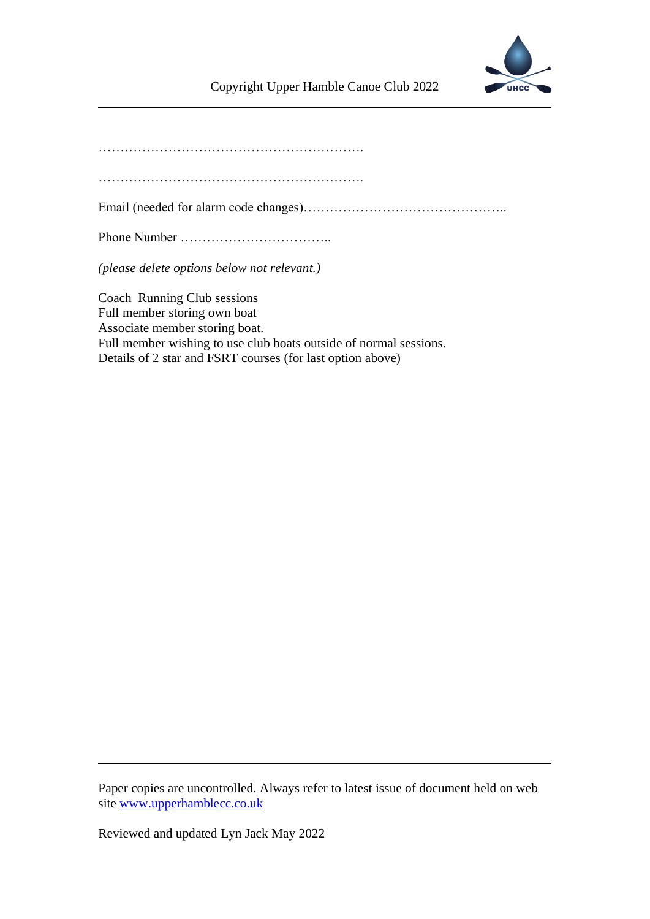…………………………………………………….

…………………………………………………….

Email (needed for alarm code changes)………………………………………..

Phone Number ……………………………..

*(please delete options below not relevant.)*

Coach Running Club sessions
Full member storing own boat
Associate member storing boat.
Full member wishing to use club boats outside of normal sessions.
Details of 2 star and FSRT courses (for last option above)

Paper copies are uncontrolled. Always refer to latest issue of document held on web site [www.upperhamblecc.co.uk](http://www.upperhamblecc.co.uk)

Reviewed and updated Lyn Jack May 2022